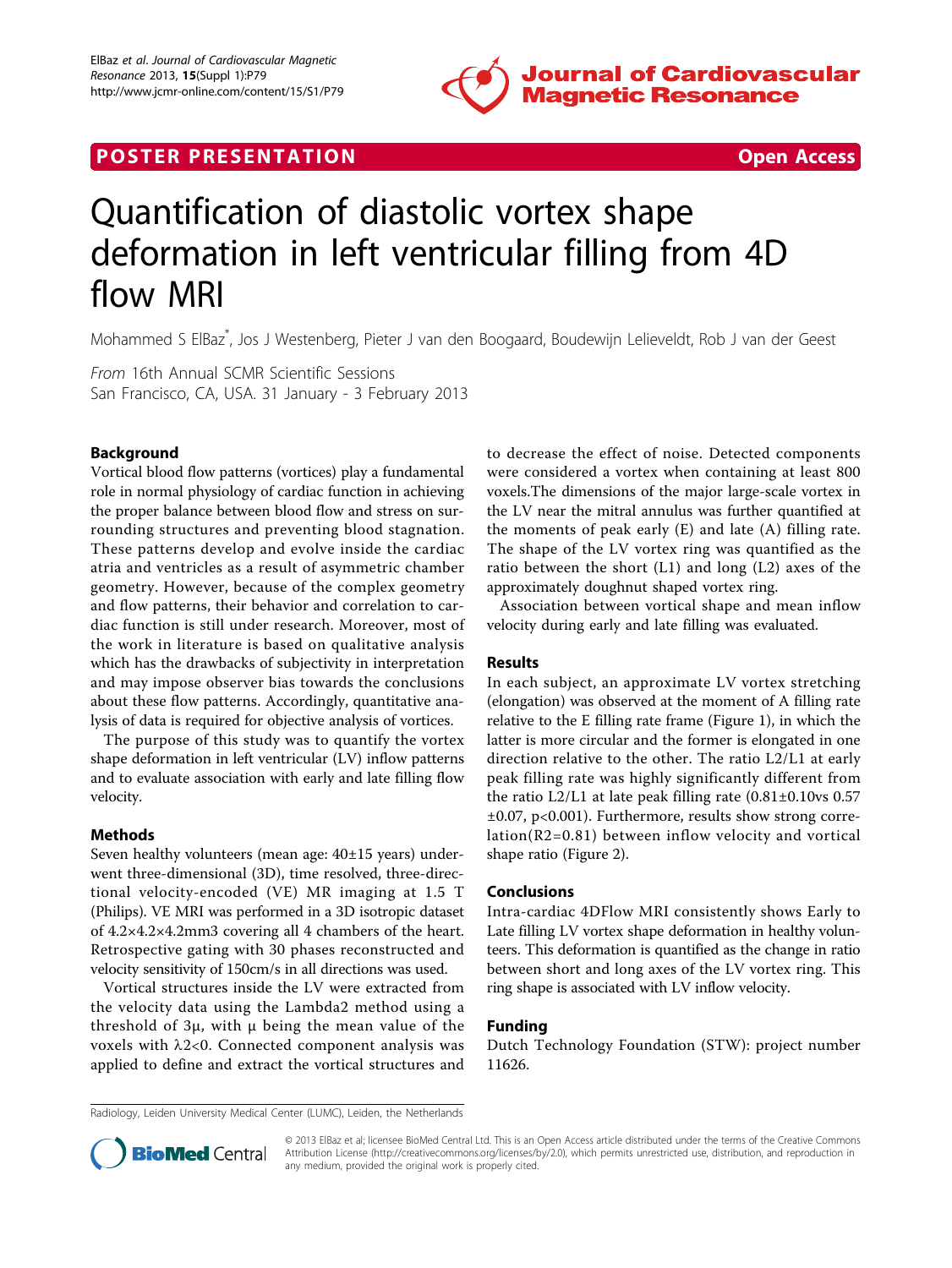POSTER PRESENTATION Open Access

# Quantification of diastolic vortex shape deformation in left ventricular filling from 4D flow MRI

Mohammed S ElBaz*, Jos J Westenberg, Pieter J van den Boogaard, Boudewijn Lelieveldt, Rob J van der Geest

*From* 16th Annual SCMR Scientific Sessions
San Francisco, CA, USA. 31 January - 3 February 2013

## Background

Vortical blood flow patterns (vortices) play a fundamental role in normal physiology of cardiac function in achieving the proper balance between blood flow and stress on surrounding structures and preventing blood stagnation. These patterns develop and evolve inside the cardiac atria and ventricles as a result of asymmetric chamber geometry. However, because of the complex geometry and flow patterns, their behavior and correlation to cardiac function is still under research. Moreover, most of the work in literature is based on qualitative analysis which has the drawbacks of subjectivity in interpretation and may impose observer bias towards the conclusions about these flow patterns. Accordingly, quantitative analysis of data is required for objective analysis of vortices.

The purpose of this study was to quantify the vortex shape deformation in left ventricular (LV) inflow patterns and to evaluate association with early and late filling flow velocity.

## Methods

Seven healthy volunteers (mean age: 40±15 years) underwent three-dimensional (3D), time resolved, three-directional velocity-encoded (VE) MR imaging at 1.5 T (Philips). VE MRI was performed in a 3D isotropic dataset of 4.2×4.2×4.2mm3 covering all 4 chambers of the heart. Retrospective gating with 30 phases reconstructed and velocity sensitivity of 150cm/s in all directions was used.

Vortical structures inside the LV were extracted from the velocity data using the Lambda2 method using a threshold of 3μ, with μ being the mean value of the voxels with $\lambda 2<0$. Connected component analysis was applied to define and extract the vortical structures and to decrease the effect of noise. Detected components were considered a vortex when containing at least 800 voxels.The dimensions of the major large-scale vortex in the LV near the mitral annulus was further quantified at the moments of peak early (E) and late (A) filling rate. The shape of the LV vortex ring was quantified as the ratio between the short (L1) and long (L2) axes of the approximately doughnut shaped vortex ring.

Association between vortical shape and mean inflow velocity during early and late filling was evaluated.

## Results

In each subject, an approximate LV vortex stretching (elongation) was observed at the moment of A filling rate relative to the E filling rate frame (Figure 1), in which the latter is more circular and the former is elongated in one direction relative to the other. The ratio L2/L1 at early peak filling rate was highly significantly different from the ratio L2/L1 at late peak filling rate (0.81±0.10vs 0.57 ±0.07, p<0.001). Furthermore, results show strong correlation($R^2$=0.81) between inflow velocity and vortical shape ratio (Figure 2).

## Conclusions

Intra-cardiac 4DFlow MRI consistently shows Early to Late filling LV vortex shape deformation in healthy volunteers. This deformation is quantified as the change in ratio between short and long axes of the LV vortex ring. This ring shape is associated with LV inflow velocity.

## Funding

Dutch Technology Foundation (STW): project number 11626.

Radiology, Leiden University Medical Center (LUMC), Leiden, the Netherlands

© 2013 ElBaz et al; licensee BioMed Central Ltd. This is an Open Access article distributed under the terms of the Creative Commons Attribution License (http://creativecommons.org/licenses/by/2.0), which permits unrestricted use, distribution, and reproduction in any medium, provided the original work is properly cited.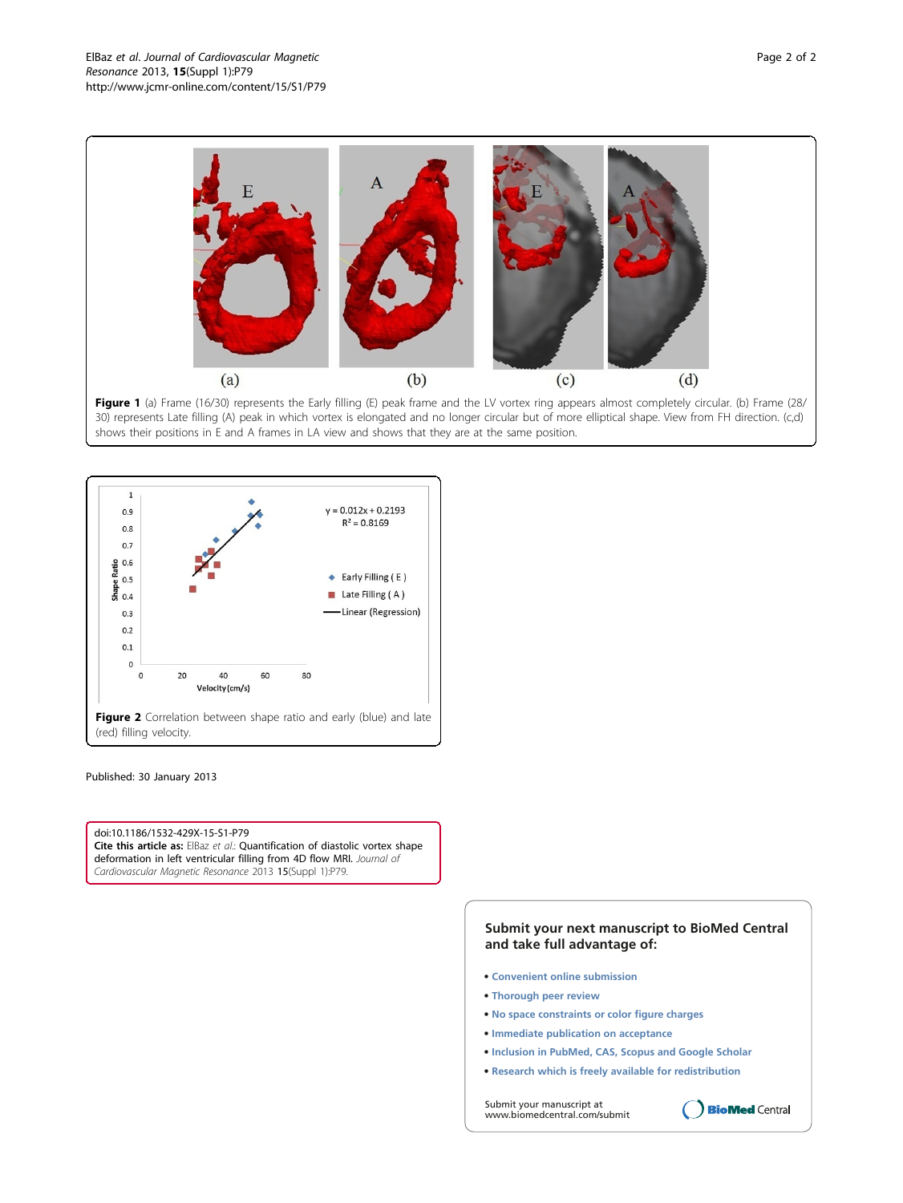(a) (b) (c) (d)

E A E A

**Figure 1** (a) Frame (16/30) represents the Early filling (E) peak frame and the LV vortex ring appears almost completely circular. (b) Frame (28/30) represents Late filling (A) peak in which vortex is elongated and no longer circular but of more elliptical shape. View from FH direction. (c,d) shows their positions in E and A frames in LA view and shows that they are at the same position.

y = 0.012x + 0.2193

$R^2$ = 0.8169

Early Filling ( E )

Late Filling ( A )

Linear (Regression)

Shape Ratio

1
0.9
0.8
0.7
0.6
0.5
0.4
0.3
0.2
0.1
0

0 20 40 60 80

Velocity (cm/s)

**Figure 2** Correlation between shape ratio and early (blue) and late (red) filling velocity.

Published: 30 January 2013

doi:10.1186/1532-429X-15-S1-P79

**Cite this article as:** ElBaz *et al.*: Quantification of diastolic vortex shape deformation in left ventricular filling from 4D flow MRI. *Journal of Cardiovascular Magnetic Resonance* 2013 **15**(Suppl 1):P79.

**Submit your next manuscript to BioMed Central and take full advantage of:**

- **Convenient online submission**
- **Thorough peer review**
- **No space constraints or color figure charges**
- **Immediate publication on acceptance**
- **Inclusion in PubMed, CAS, Scopus and Google Scholar**
- **Research which is freely available for redistribution**

Submit your manuscript at
www.biomedcentral.com/submit

BioMed Central